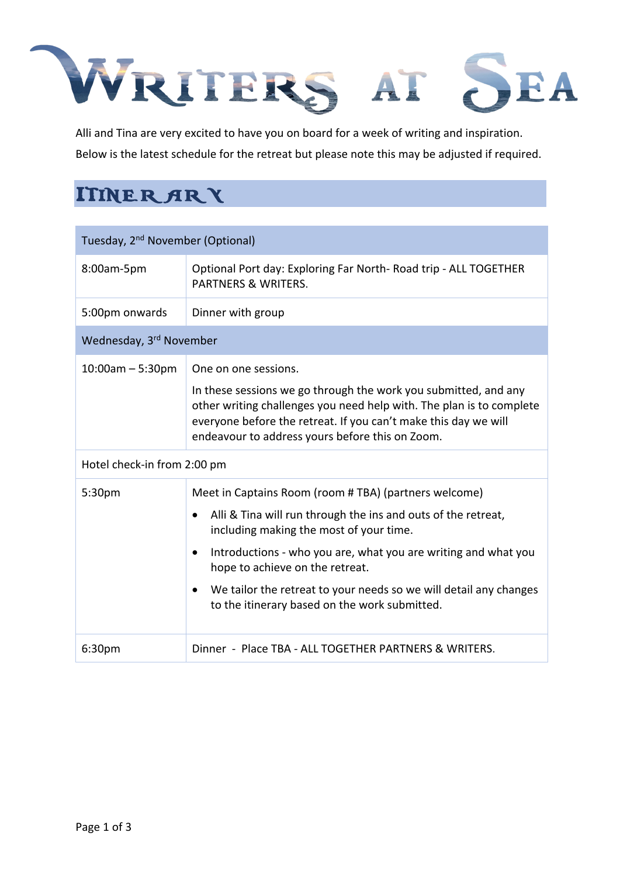# Writers at Sea

Alli and Tina are very excited to have you on board for a week of writing and inspiration. Below is the latest schedule for the retreat but please note this may be adjusted if required.

## Itinerary

| Tuesday, 2nd November (Optional) | |
|---|---|
| 8:00am-5pm | Optional Port day: Exploring Far North- Road trip - ALL TOGETHER PARTNERS & WRITERS. |
| 5:00pm onwards | Dinner with group |
| **Wednesday, 3rd November** | |
| 10:00am – 5:30pm | One on one sessions.<br><br>In these sessions we go through the work you submitted, and any other writing challenges you need help with. The plan is to complete everyone before the retreat. If you can't make this day we will endeavour to address yours before this on Zoom. |
| Hotel check-in from 2:00 pm | |
| 5:30pm | Meet in Captains Room (room # TBA) (partners welcome)<br><br>• Alli & Tina will run through the ins and outs of the retreat, including making the most of your time.<br>• Introductions - who you are, what you are writing and what you hope to achieve on the retreat.<br>• We tailor the retreat to your needs so we will detail any changes to the itinerary based on the work submitted. |
| 6:30pm | Dinner - Place TBA - ALL TOGETHER PARTNERS & WRITERS. |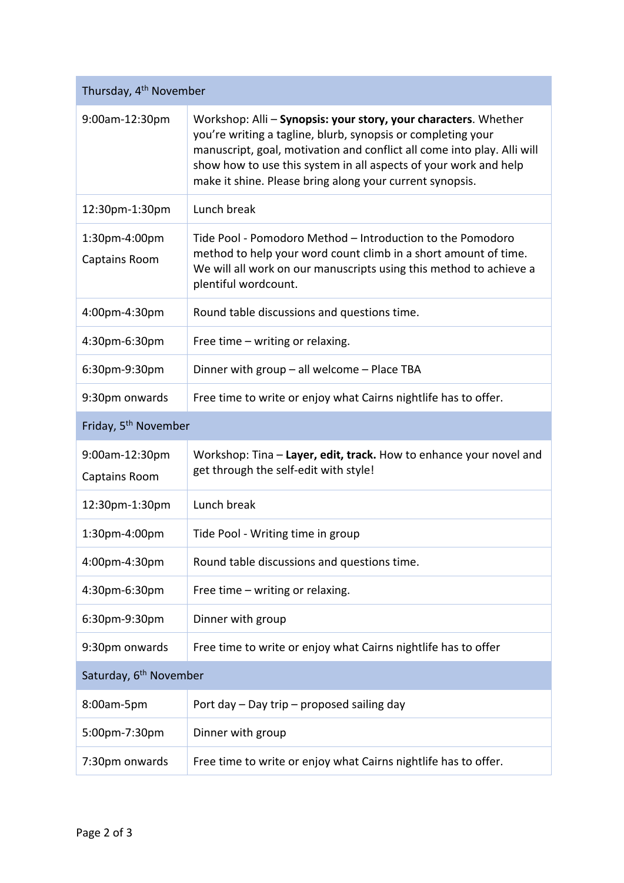| Thursday, 4th November | |
|---|---|
| 9:00am-12:30pm | Workshop: Alli – **Synopsis: your story, your characters**. Whether you're writing a tagline, blurb, synopsis or completing your manuscript, goal, motivation and conflict all come into play. Alli will show how to use this system in all aspects of your work and help make it shine. Please bring along your current synopsis. |
| 12:30pm-1:30pm | Lunch break |
| 1:30pm-4:00pm<br>Captains Room | Tide Pool - Pomodoro Method – Introduction to the Pomodoro method to help your word count climb in a short amount of time. We will all work on our manuscripts using this method to achieve a plentiful wordcount. |
| 4:00pm-4:30pm | Round table discussions and questions time. |
| 4:30pm-6:30pm | Free time – writing or relaxing. |
| 6:30pm-9:30pm | Dinner with group – all welcome – Place TBA |
| 9:30pm onwards | Free time to write or enjoy what Cairns nightlife has to offer. |
| **Friday, 5th November** | |
| 9:00am-12:30pm<br>Captains Room | Workshop: Tina – **Layer, edit, track.** How to enhance your novel and get through the self-edit with style! |
| 12:30pm-1:30pm | Lunch break |
| 1:30pm-4:00pm | Tide Pool - Writing time in group |
| 4:00pm-4:30pm | Round table discussions and questions time. |
| 4:30pm-6:30pm | Free time – writing or relaxing. |
| 6:30pm-9:30pm | Dinner with group |
| 9:30pm onwards | Free time to write or enjoy what Cairns nightlife has to offer |
| **Saturday, 6th November** | |
| 8:00am-5pm | Port day – Day trip – proposed sailing day |
| 5:00pm-7:30pm | Dinner with group |
| 7:30pm onwards | Free time to write or enjoy what Cairns nightlife has to offer. |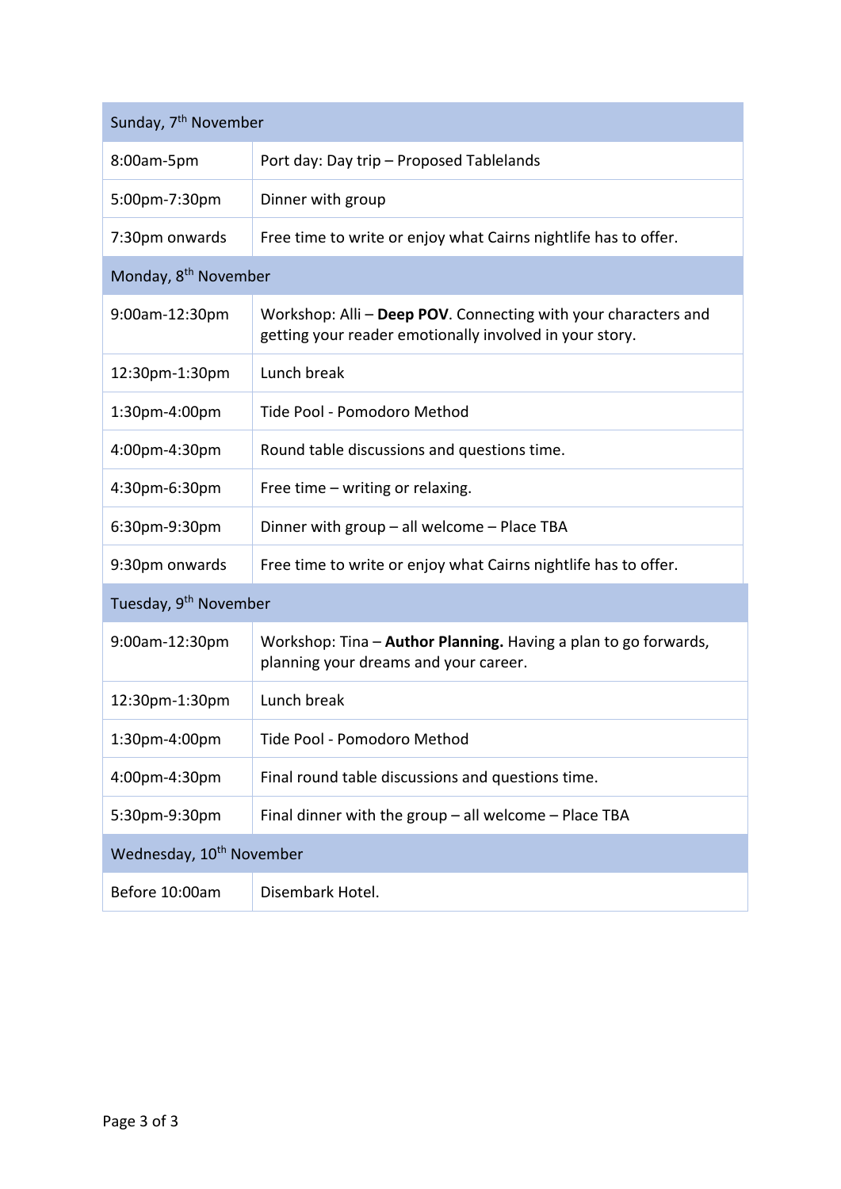| | |
|---|---|
| **Sunday, 7th November** | |
| 8:00am-5pm | Port day: Day trip – Proposed Tablelands |
| 5:00pm-7:30pm | Dinner with group |
| 7:30pm onwards | Free time to write or enjoy what Cairns nightlife has to offer. |
| **Monday, 8th November** | |
| 9:00am-12:30pm | Workshop: Alli – **Deep POV**. Connecting with your characters and getting your reader emotionally involved in your story. |
| 12:30pm-1:30pm | Lunch break |
| 1:30pm-4:00pm | Tide Pool - Pomodoro Method |
| 4:00pm-4:30pm | Round table discussions and questions time. |
| 4:30pm-6:30pm | Free time – writing or relaxing. |
| 6:30pm-9:30pm | Dinner with group – all welcome – Place TBA |
| 9:30pm onwards | Free time to write or enjoy what Cairns nightlife has to offer. |
| **Tuesday, 9th November** | |
| 9:00am-12:30pm | Workshop: Tina – **Author Planning.** Having a plan to go forwards, planning your dreams and your career. |
| 12:30pm-1:30pm | Lunch break |
| 1:30pm-4:00pm | Tide Pool - Pomodoro Method |
| 4:00pm-4:30pm | Final round table discussions and questions time. |
| 5:30pm-9:30pm | Final dinner with the group – all welcome – Place TBA |
| **Wednesday, 10th November** | |
| Before 10:00am | Disembark Hotel. |